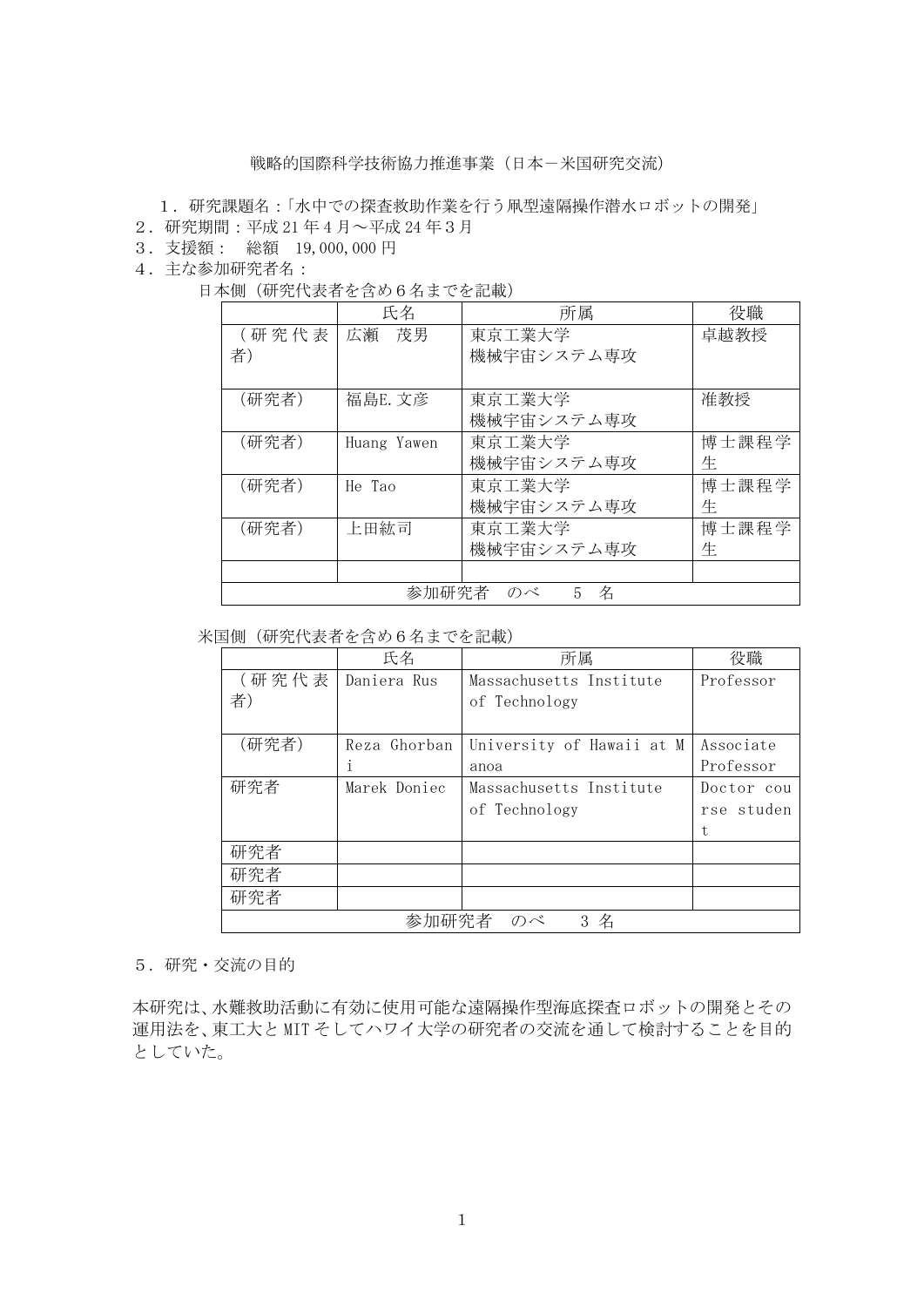戦略的国際科学技術協力推進事業（日本－米国研究交流）

1．研究課題名：「水中での探査救助作業を行う凧型遠隔操作潜水ロボットの開発」

2．研究期間：平成 21 年 4 月～平成 24 年 3 月

3．支援額：　総額　19,000,000 円

4．主な参加研究者名：

日本側（研究代表者を含め６名までを記載）

| | 氏名 | 所属 | 役職 |
|---|---|---|---|
| （研究代表者） | 広瀬　茂男 | 東京工業大学<br>機械宇宙システム専攻 | 卓越教授 |
| （研究者） | 福島E.文彦 | 東京工業大学<br>機械宇宙システム専攻 | 准教授 |
| （研究者） | Huang Yawen | 東京工業大学<br>機械宇宙システム専攻 | 博士課程学生 |
| （研究者） | He Tao | 東京工業大学<br>機械宇宙システム専攻 | 博士課程学生 |
| （研究者） | 上田紘司 | 東京工業大学<br>機械宇宙システム専攻 | 博士課程学生 |
| | | | |
| 参加研究者　のべ　5　名 | | | |

米国側（研究代表者を含め６名までを記載）

| | 氏名 | 所属 | 役職 |
|---|---|---|---|
| （研究代表者） | Daniera Rus | Massachusetts Institute of Technology | Professor |
| （研究者） | Reza Ghorbani | University of Hawaii at Manoa | Associate Professor |
| 研究者 | Marek Doniec | Massachusetts Institute of Technology | Doctor course student |
| 研究者 | | | |
| 研究者 | | | |
| 研究者 | | | |
| 参加研究者　のべ　3 名 | | | |

5．研究・交流の目的

本研究は、水難救助活動に有効に使用可能な遠隔操作型海底探査ロボットの開発とその運用法を、東工大と MIT そしてハワイ大学の研究者の交流を通して検討することを目的としていた。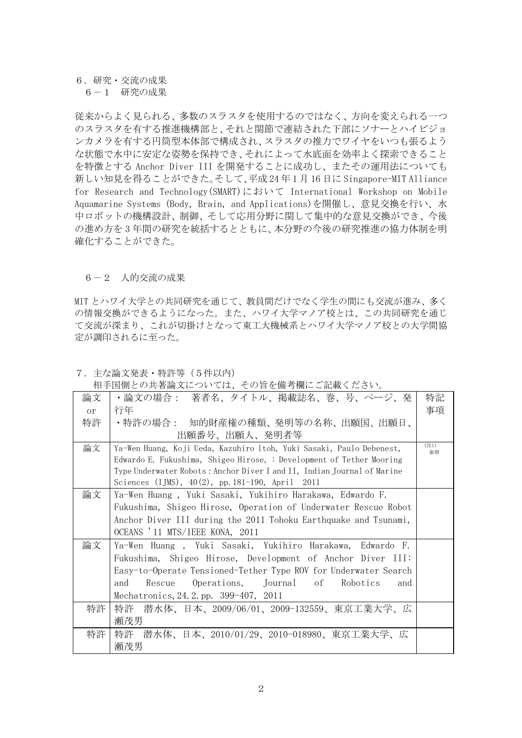## ６．研究・交流の成果

### ６－１　研究の成果

従来からよく見られる、多数のスラスタを使用するのではなく、方向を変えられる一つのスラスタを有する推進機構部と、それと関節で連結された下部にソナーとハイビジョンカメラを有する円筒型本体部で構成され、スラスタの推力でワイヤをいつも張るような状態で水中に安定な姿勢を保持でき、それによって水底面を効率よく探索できることを特徴とする Anchor Diver III を開発することに成功し、またその運用法についても新しい知見を得ることができた。そして、平成 24 年 1 月 16 日に Singapore-MIT Alliance for Research and Technology(SMART)において International Workshop on Mobile Aquamarine Systems (Body, Brain, and Applications)を開催し、意見交換を行い、水中ロボットの機構設計、制御、そして応用分野に関して集中的な意見交換ができ、今後の進め方を 3 年間の研究を統括するとともに、本分野の今後の研究推進の協力体制を明確化することができた。

### ６－２　人的交流の成果

MIT とハワイ大学との共同研究を通じて、教員間だけでなく学生の間にも交流が進み、多くの情報交換ができるようになった。また、ハワイ大学マノア校とは、この共同研究を通じて交流が深まり、これが切掛けとなって東工大機械系とハワイ大学マノア校との大学間協定が調印されるに至った。

## ７．主な論文発表・特許等（５件以内）

相手国側との共著論文については、その旨を備考欄にご記載ください。

| 論文 or 特許 | ・論文の場合：　著者名、タイトル、掲載誌名、巻、号、ページ、発行年<br>・特許の場合：　知的財産権の種類、発明等の名称、出願国、出願日、出願番号、出願人、発明者等 | 特記事項 |
|---|---|---|
| 論文 | Ya-Wen Huang, Koji Ueda, Kazuhiro Itoh, Yuki Sasaki, Paulo Debenest, Edwardo E. Fukushima, Shigeo Hirose, : Development of Tether Mooring Type Underwater Robots : Anchor Diver I and II, Indian Journal of Marine Sciences (IJMS), 40(2), pp.181-190, April 2011 | (注1)参照 |
| 論文 | Ya-Wen Huang , Yuki Sasaki, Yukihiro Harakawa, Edwardo F. Fukushima, Shigeo Hirose, Operation of Underwater Rescue Robot Anchor Diver III during the 2011 Tohoku Earthquake and Tsunami, OCEANS '11 MTS/IEEE KONA, 2011 | |
| 論文 | Ya-Wen Huang , Yuki Sasaki, Yukihiro Harakawa, Edwardo F. Fukushima, Shigeo Hirose, Development of Anchor Diver III: Easy-to-Operate Tensioned-Tether Type ROV for Underwater Search and Rescue Operations, Journal of Robotics and Mechatronics, 24.2. pp. 399-407, 2011 | |
| 特許 | 特許　潜水体、日本、2009/06/01、2009-132559、東京工業大学、広瀬茂男 | |
| 特許 | 特許　潜水体、日本、2010/01/29、2010-018980、東京工業大学、広瀬茂男 | |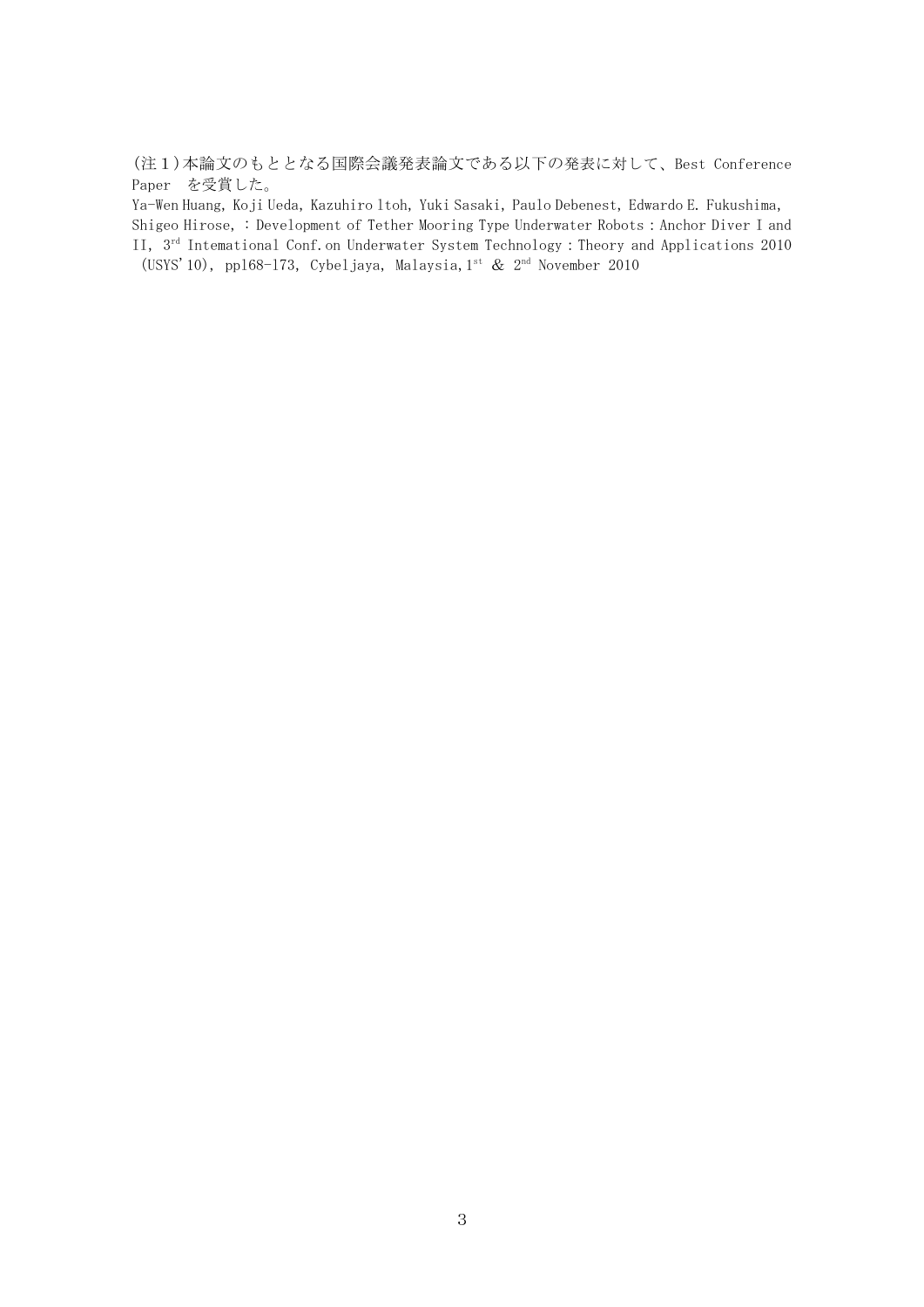(注１)本論文のもととなる国際会議発表論文である以下の発表に対して、Best Conference Paper を受賞した。

Ya-Wen Huang, Koji Ueda, Kazuhiro ltoh, Yuki Sasaki, Paulo Debenest, Edwardo E. Fukushima, Shigeo Hirose, : Development of Tether Mooring Type Underwater Robots : Anchor Diver I and II, 3rd Intemational Conf. on Underwater System Technology : Theory and Applications 2010 (USYS'10), pp168-173, Cybeljaya, Malaysia, 1st & 2nd November 2010